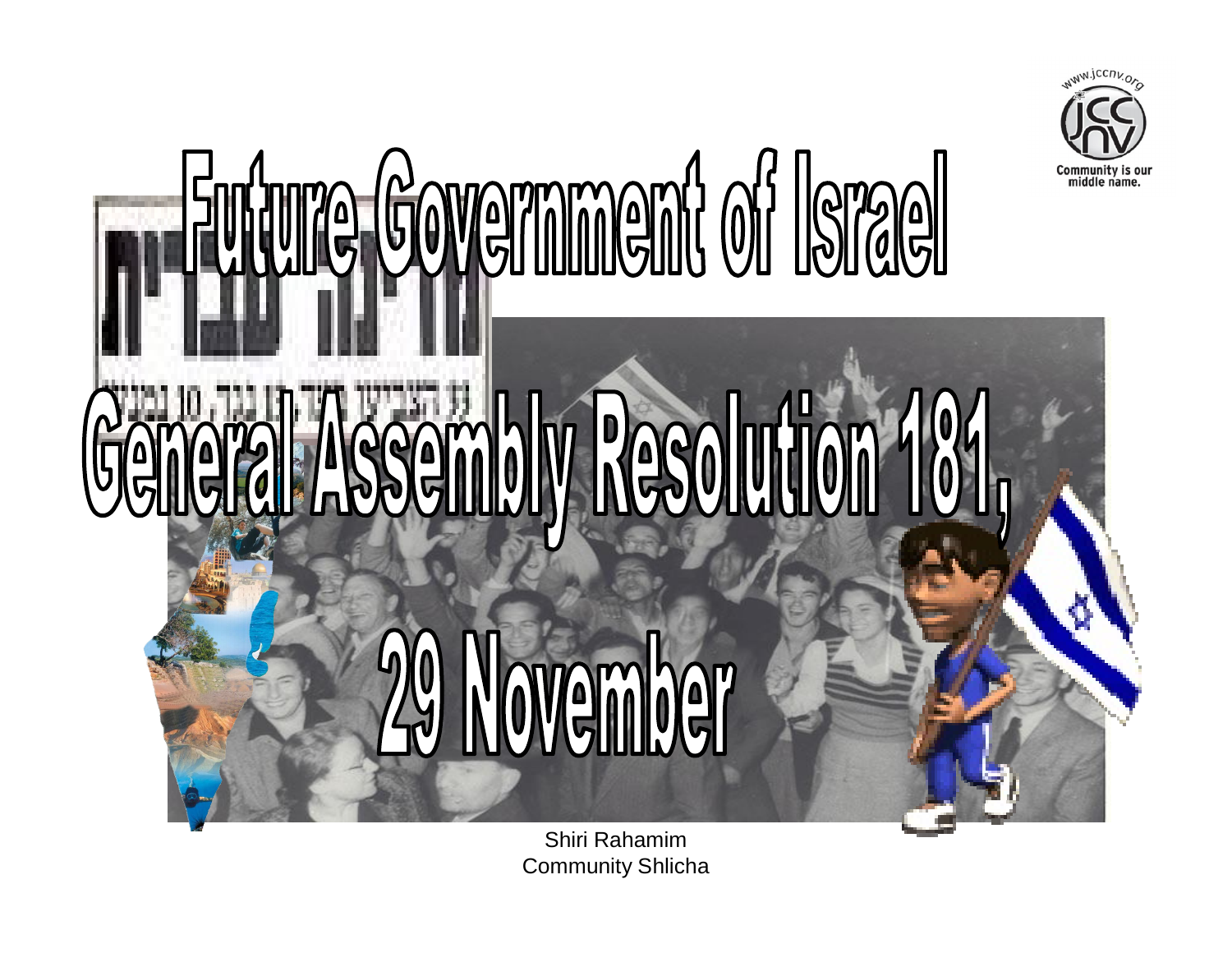# Future Government of Israel

# General Assembly Resolution 181,

# 29 November

Shiri Rahamim
Community Shlicha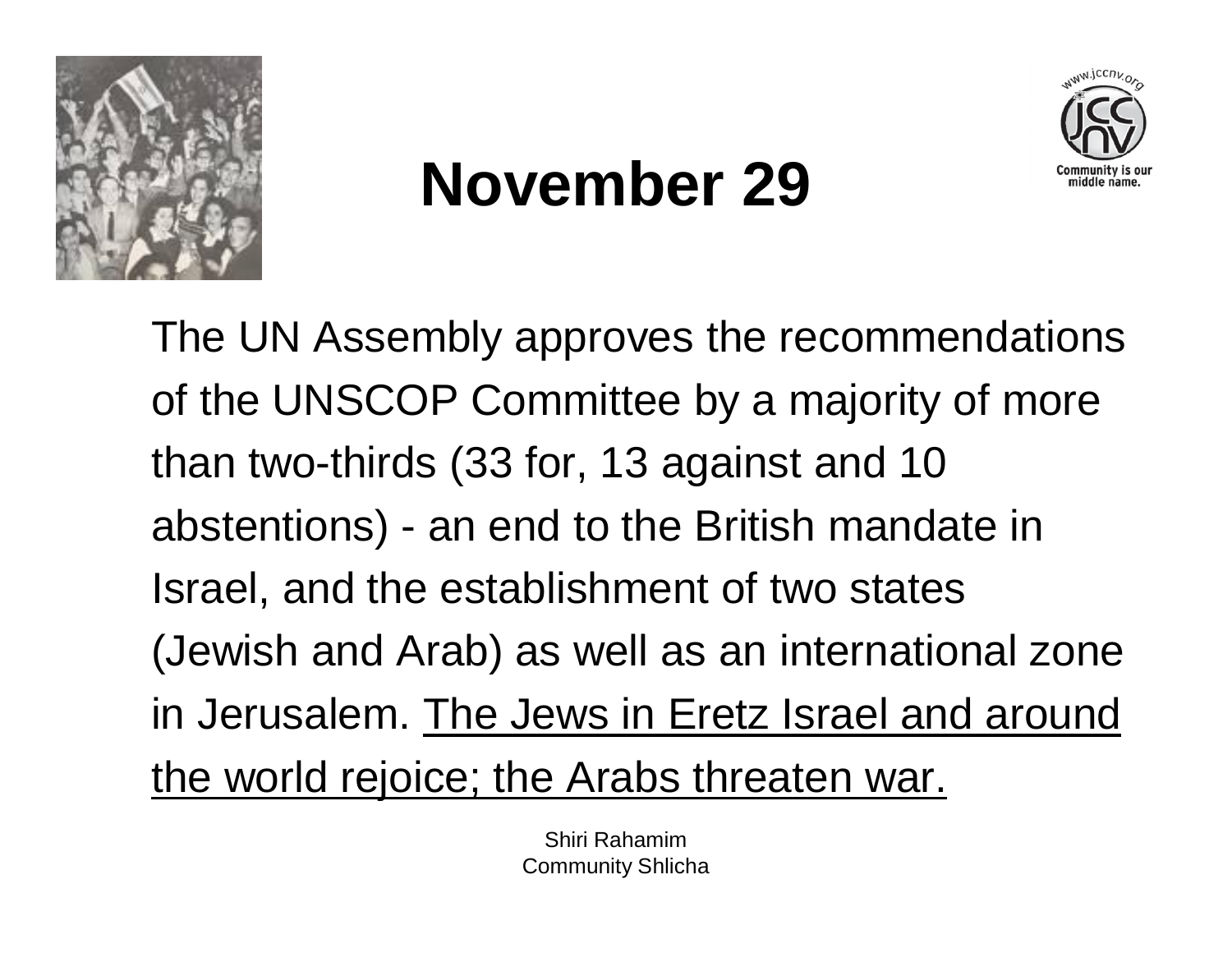# November 29

The UN Assembly approves the recommendations of the UNSCOP Committee by a majority of more than two-thirds (33 for, 13 against and 10 abstentions) - an end to the British mandate in Israel, and the establishment of two states (Jewish and Arab) as well as an international zone in Jerusalem. <u>The Jews in Eretz Israel and around the world rejoice; the Arabs threaten war.</u>

Shiri Rahamim
Community Shlicha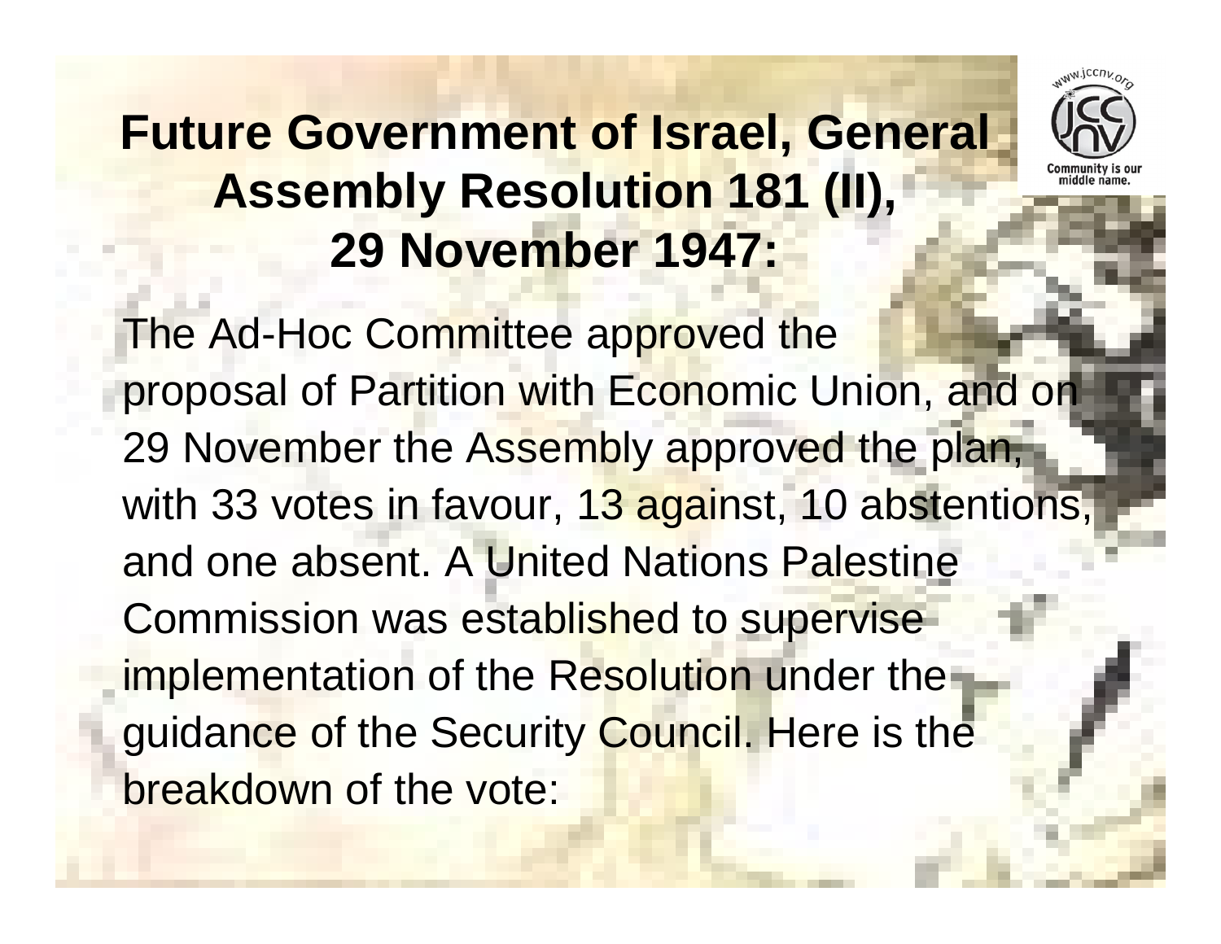# Future Government of Israel, General Assembly Resolution 181 (II), 29 November 1947:

The Ad-Hoc Committee approved the proposal of Partition with Economic Union, and on 29 November the Assembly approved the plan, with 33 votes in favour, 13 against, 10 abstentions, and one absent. A United Nations Palestine Commission was established to supervise implementation of the Resolution under the guidance of the Security Council. Here is the breakdown of the vote: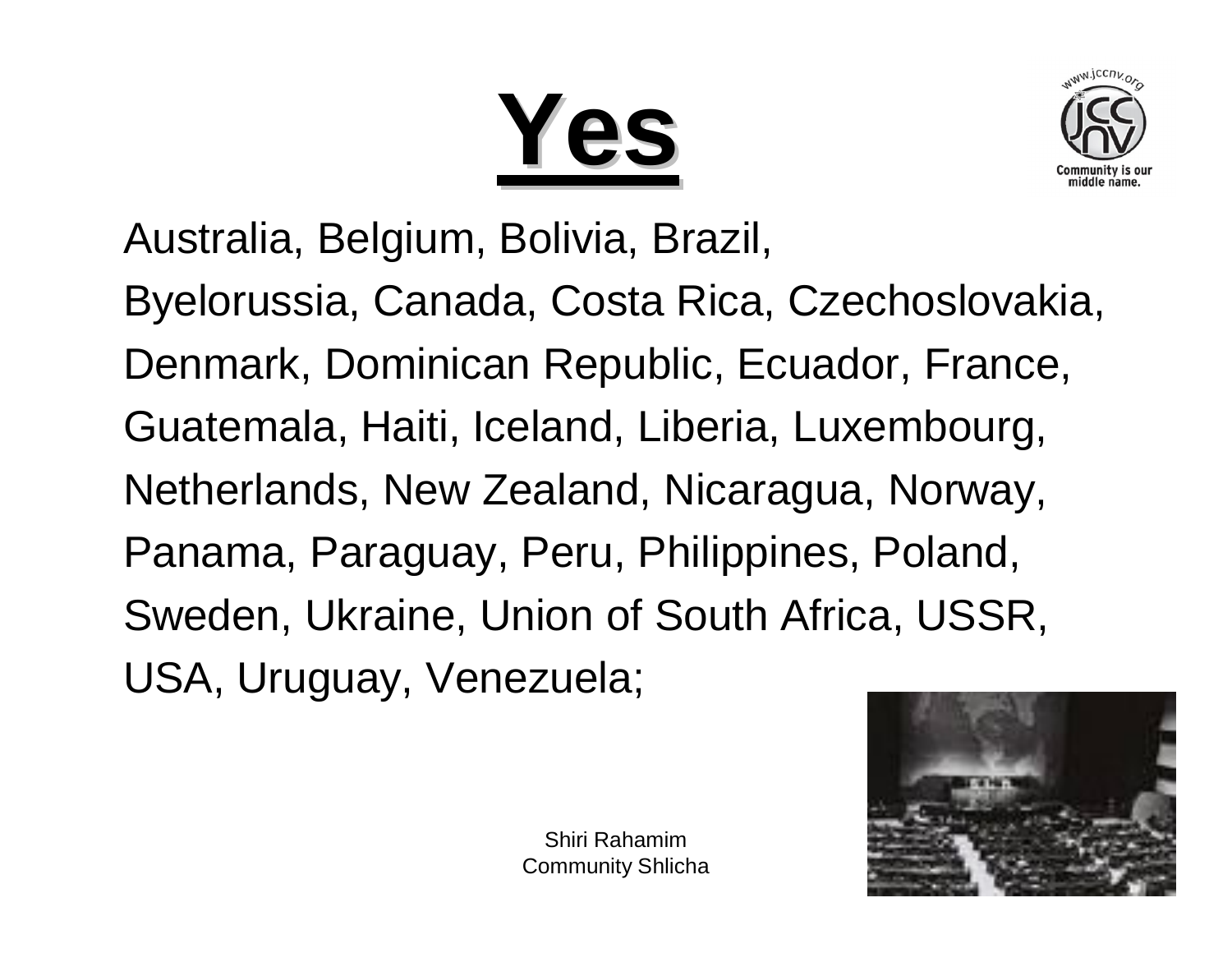# Yes

Australia, Belgium, Bolivia, Brazil, Byelorussia, Canada, Costa Rica, Czechoslovakia, Denmark, Dominican Republic, Ecuador, France, Guatemala, Haiti, Iceland, Liberia, Luxembourg, Netherlands, New Zealand, Nicaragua, Norway, Panama, Paraguay, Peru, Philippines, Poland, Sweden, Ukraine, Union of South Africa, USSR, USA, Uruguay, Venezuela;

Shiri Rahamim
Community Shlicha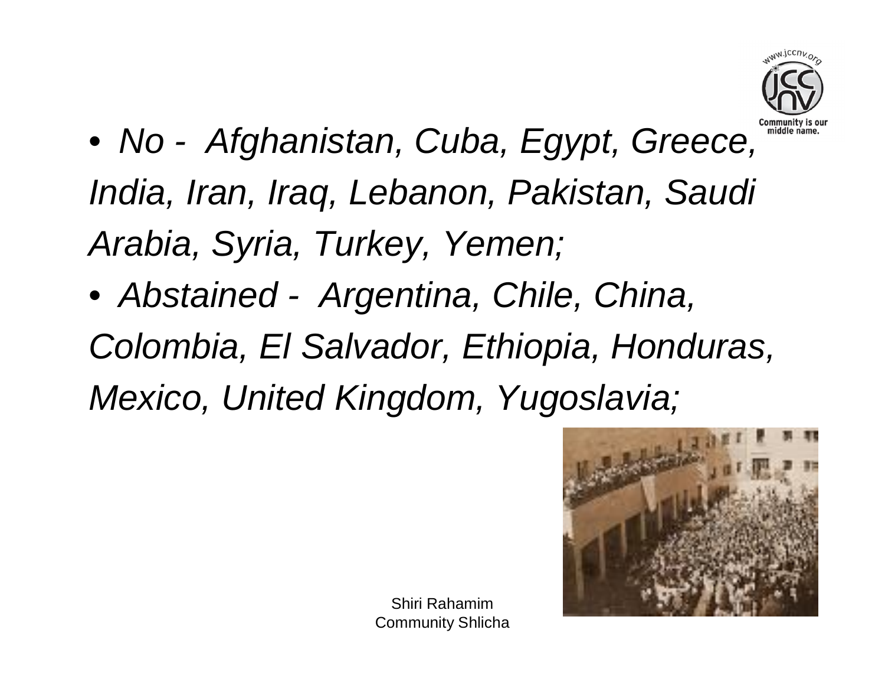- *No - Afghanistan, Cuba, Egypt, Greece, India, Iran, Iraq, Lebanon, Pakistan, Saudi Arabia, Syria, Turkey, Yemen;*
- *Abstained - Argentina, Chile, China, Colombia, El Salvador, Ethiopia, Honduras, Mexico, United Kingdom, Yugoslavia;*

Shiri Rahamim
Community Shlicha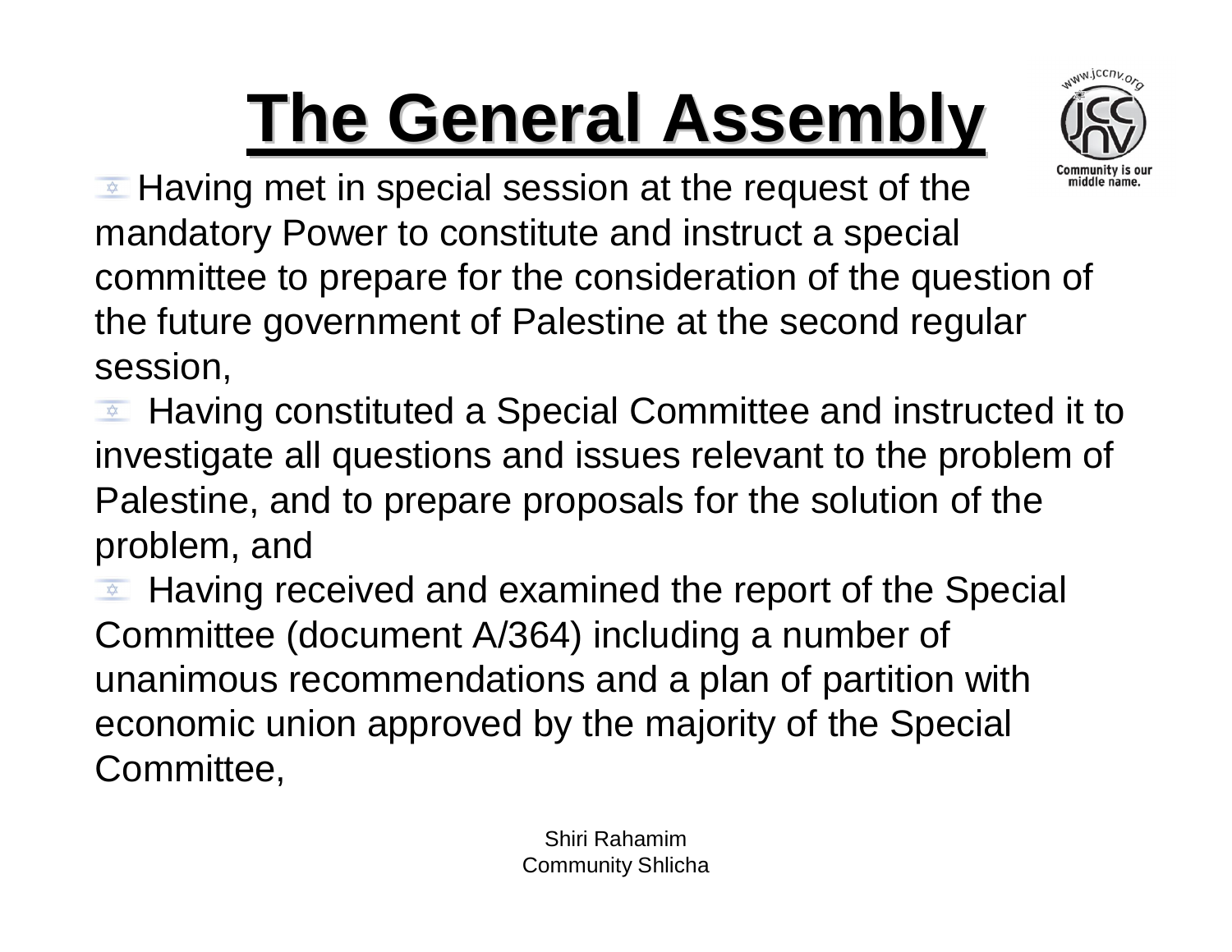# The General Assembly

- Having met in special session at the request of the mandatory Power to constitute and instruct a special committee to prepare for the consideration of the question of the future government of Palestine at the second regular session,
- Having constituted a Special Committee and instructed it to investigate all questions and issues relevant to the problem of Palestine, and to prepare proposals for the solution of the problem, and
- Having received and examined the report of the Special Committee (document A/364) including a number of unanimous recommendations and a plan of partition with economic union approved by the majority of the Special Committee,

Shiri Rahamim
Community Shlicha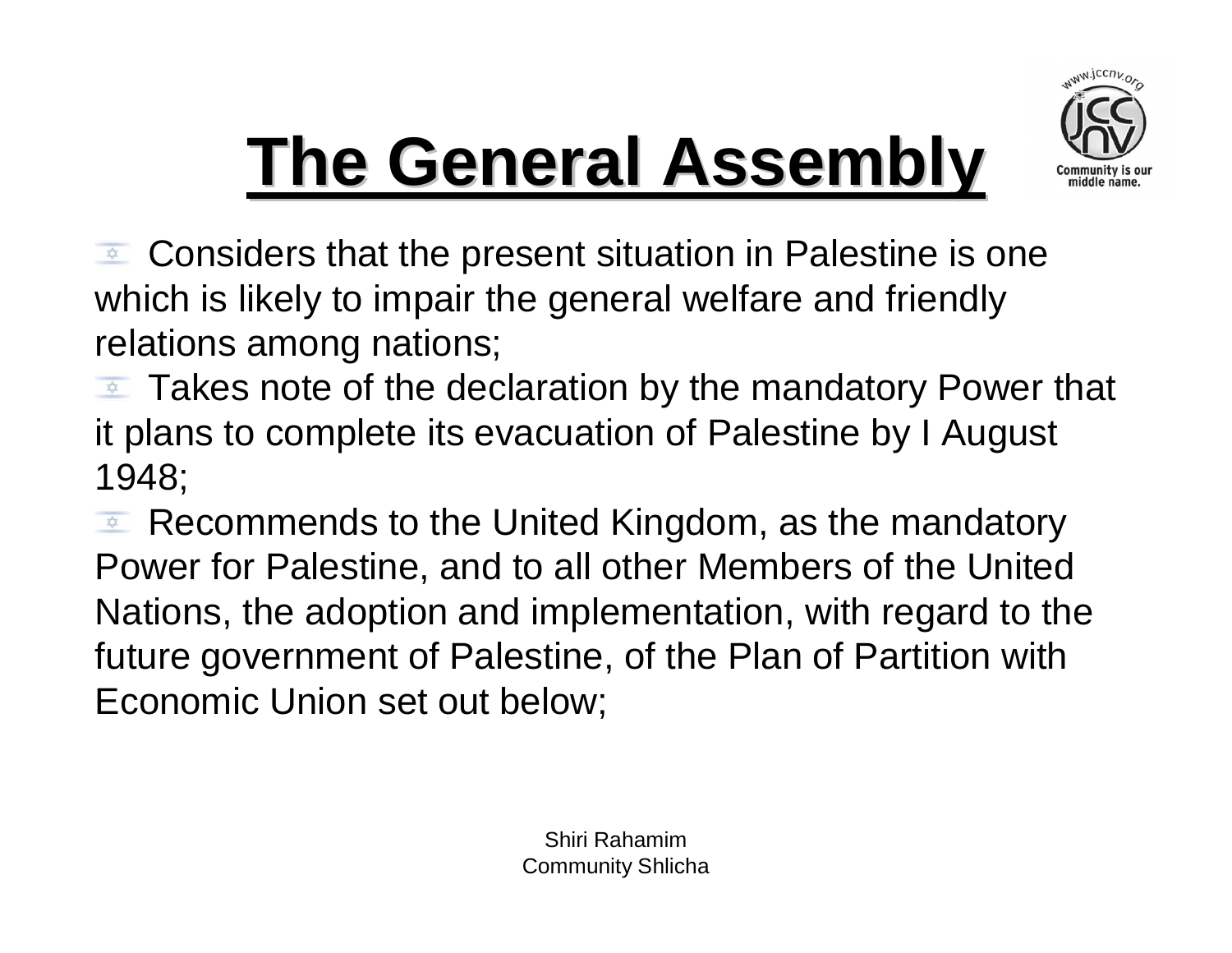# The General Assembly

- Considers that the present situation in Palestine is one which is likely to impair the general welfare and friendly relations among nations;
- Takes note of the declaration by the mandatory Power that it plans to complete its evacuation of Palestine by I August 1948;
- Recommends to the United Kingdom, as the mandatory Power for Palestine, and to all other Members of the United Nations, the adoption and implementation, with regard to the future government of Palestine, of the Plan of Partition with Economic Union set out below;

Shiri Rahamim
Community Shlicha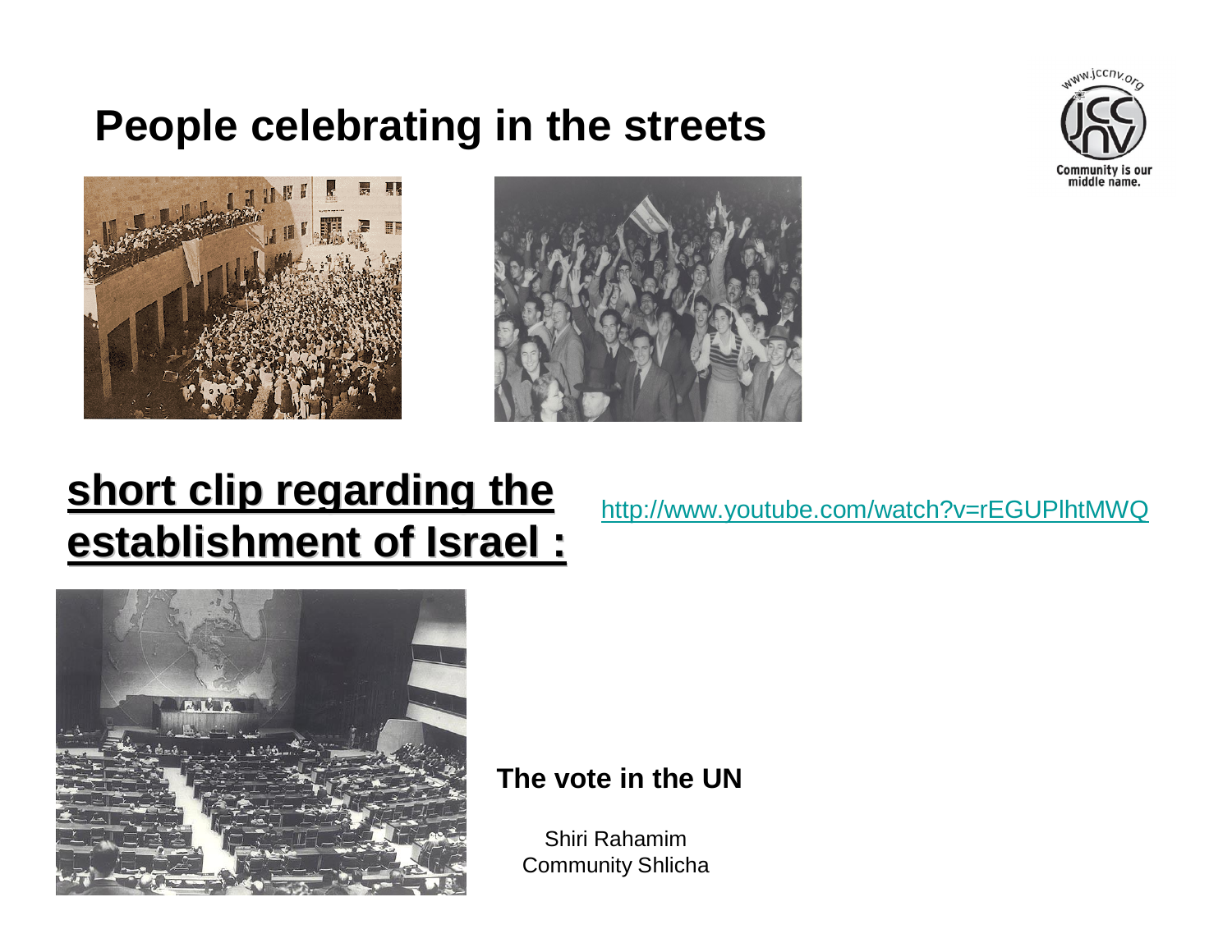# People celebrating in the streets

**short clip regarding the establishment of Israel :**

http://www.youtube.com/watch?v=rEGUPlhtMWQ

**The vote in the UN**

Shiri Rahamim
Community Shlicha